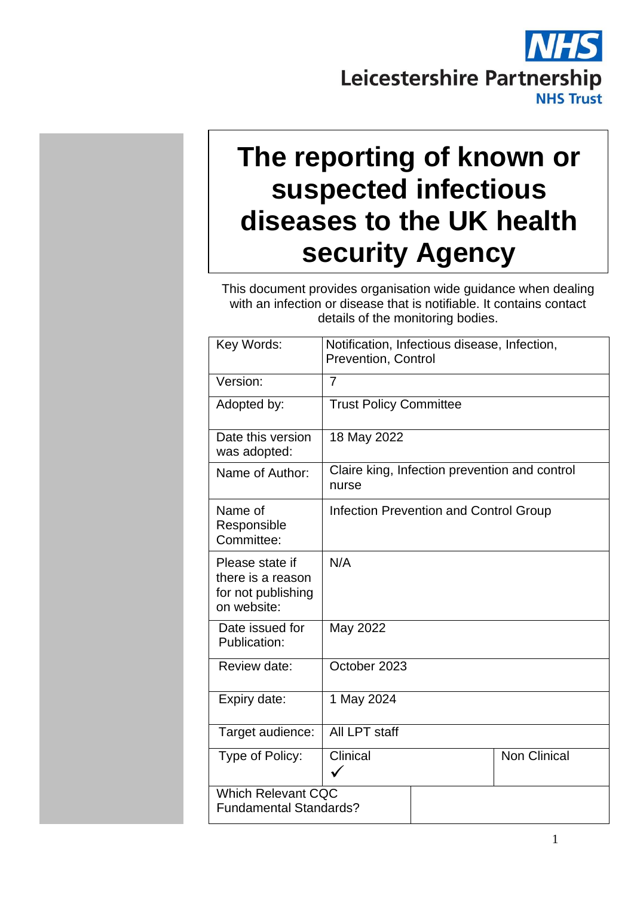Leicestershire Partnership
NHS Trust

# The reporting of known or suspected infectious diseases to the UK health security Agency

This document provides organisation wide guidance when dealing with an infection or disease that is notifiable. It contains contact details of the monitoring bodies.

| Key Words: | Notification, Infectious disease, Infection, Prevention, Control | |
|---|---|---|
| Version: | 7 | |
| Adopted by: | Trust Policy Committee | |
| Date this version was adopted: | 18 May 2022 | |
| Name of Author: | Claire king, Infection prevention and control nurse | |
| Name of Responsible Committee: | Infection Prevention and Control Group | |
| Please state if there is a reason for not publishing on website: | N/A | |
| Date issued for Publication: | May 2022 | |
| Review date: | October 2023 | |
| Expiry date: | 1 May 2024 | |
| Target audience: | All LPT staff | |
| Type of Policy: | Clinical ✓ | Non Clinical |
| Which Relevant CQC Fundamental Standards? | | |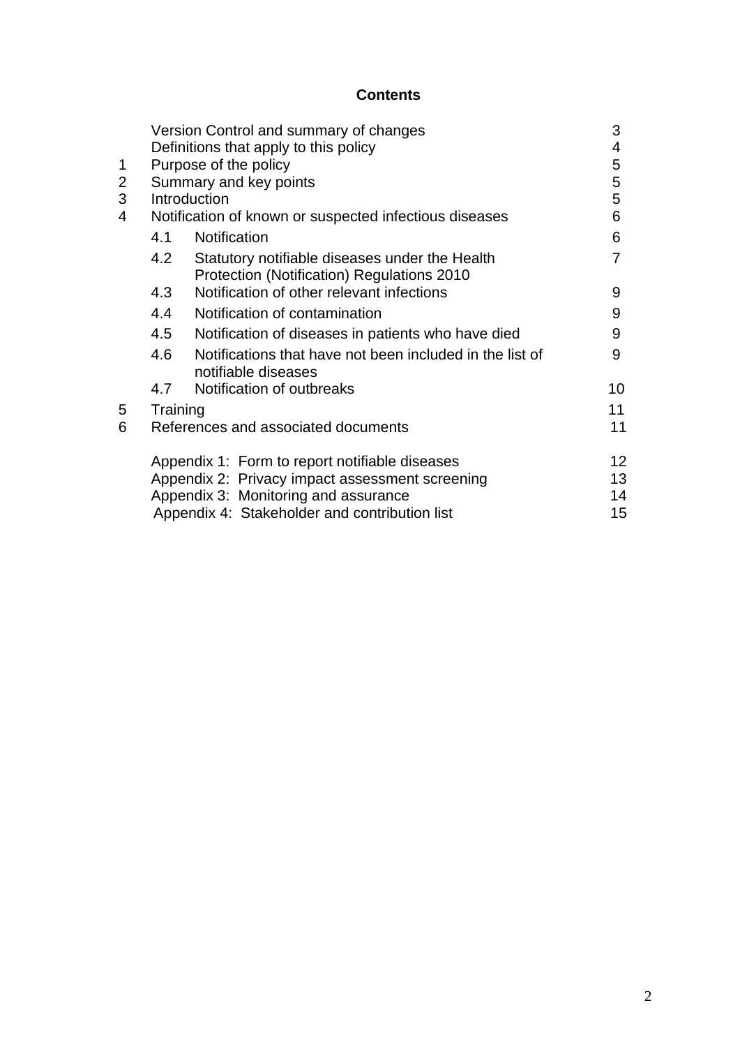**Contents**

| | | | Page |
|---|---|---|---|
| | Version Control and summary of changes | | 3 |
| | Definitions that apply to this policy | | 4 |
| 1 | Purpose of the policy | | 5 |
| 2 | Summary and key points | | 5 |
| 3 | Introduction | | 5 |
| 4 | Notification of known or suspected infectious diseases | | 6 |
| | 4.1 | Notification | 6 |
| | 4.2 | Statutory notifiable diseases under the Health Protection (Notification) Regulations 2010 | 7 |
| | 4.3 | Notification of other relevant infections | 9 |
| | 4.4 | Notification of contamination | 9 |
| | 4.5 | Notification of diseases in patients who have died | 9 |
| | 4.6 | Notifications that have not been included in the list of notifiable diseases | 9 |
| | 4.7 | Notification of outbreaks | 10 |
| 5 | Training | | 11 |
| 6 | References and associated documents | | 11 |
| | Appendix 1: Form to report notifiable diseases | | 12 |
| | Appendix 2: Privacy impact assessment screening | | 13 |
| | Appendix 3: Monitoring and assurance | | 14 |
| | Appendix 4: Stakeholder and contribution list | | 15 |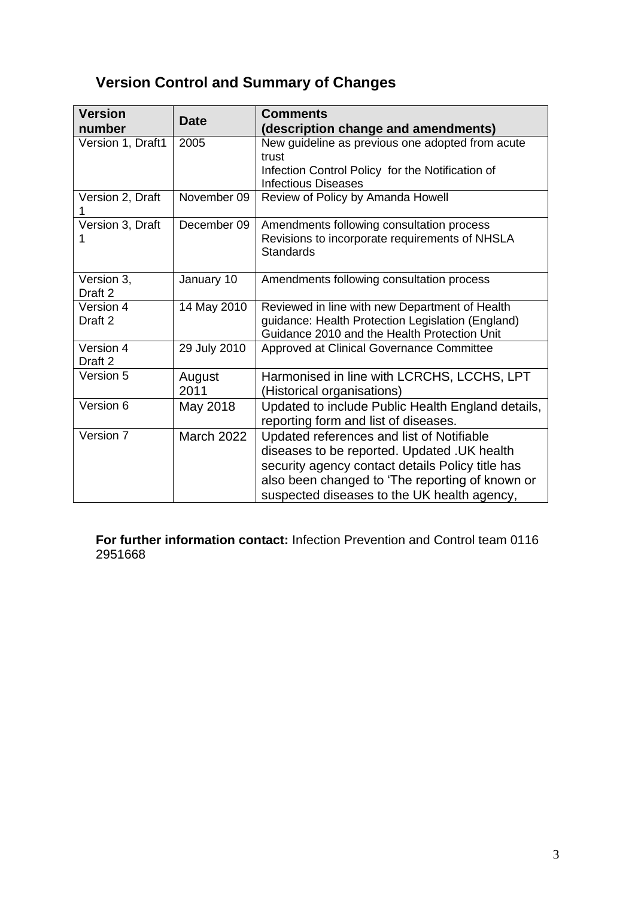## Version Control and Summary of Changes

| Version number | Date | Comments (description change and amendments) |
| --- | --- | --- |
| Version 1, Draft1 | 2005 | New guideline as previous one adopted from acute trust<br>Infection Control Policy for the Notification of Infectious Diseases |
| Version 2, Draft 1 | November 09 | Review of Policy by Amanda Howell |
| Version 3, Draft 1 | December 09 | Amendments following consultation process<br>Revisions to incorporate requirements of NHSLA Standards |
| Version 3, Draft 2 | January 10 | Amendments following consultation process |
| Version 4 Draft 2 | 14 May 2010 | Reviewed in line with new Department of Health guidance: Health Protection Legislation (England) Guidance 2010 and the Health Protection Unit |
| Version 4 Draft 2 | 29 July 2010 | Approved at Clinical Governance Committee |
| Version 5 | August 2011 | Harmonised in line with LCRCHS, LCCHS, LPT (Historical organisations) |
| Version 6 | May 2018 | Updated to include Public Health England details, reporting form and list of diseases. |
| Version 7 | March 2022 | Updated references and list of Notifiable diseases to be reported. Updated .UK health security agency contact details Policy title has also been changed to 'The reporting of known or suspected diseases to the UK health agency, |

**For further information contact:** Infection Prevention and Control team 0116 2951668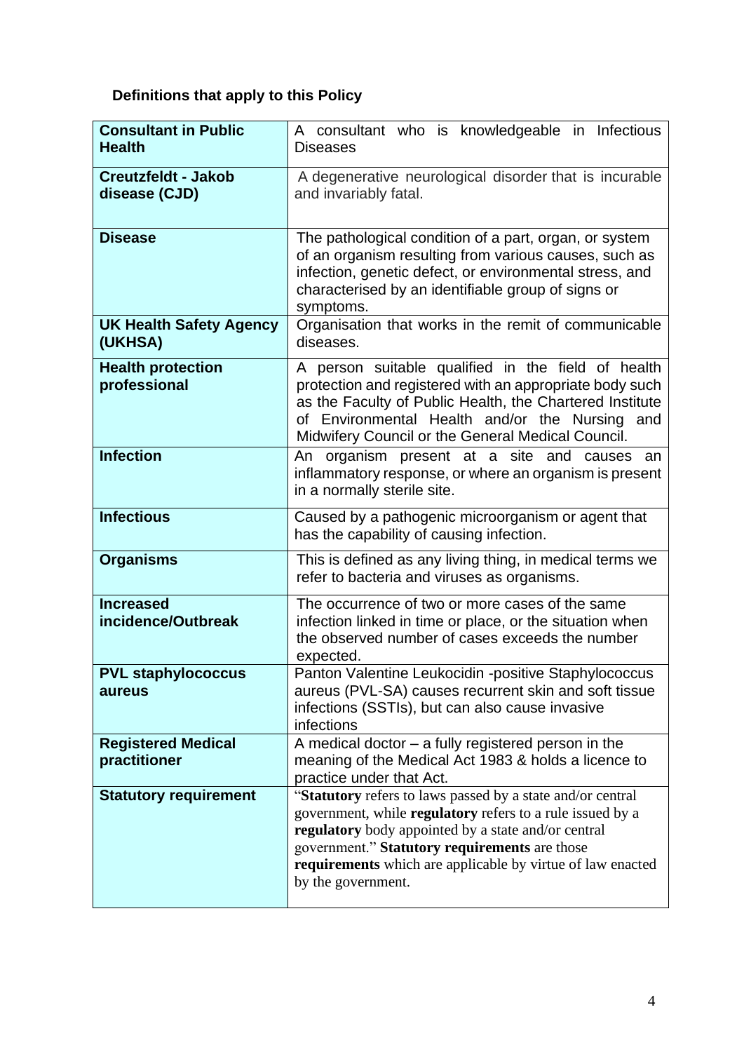## Definitions that apply to this Policy

| | |
|---|---|
| **Consultant in Public Health** | A consultant who is knowledgeable in Infectious Diseases |
| **Creutzfeldt - Jakob disease (CJD)** | A degenerative neurological disorder that is incurable and invariably fatal. |
| **Disease** | The pathological condition of a part, organ, or system of an organism resulting from various causes, such as infection, genetic defect, or environmental stress, and characterised by an identifiable group of signs or symptoms. |
| **UK Health Safety Agency (UKHSA)** | Organisation that works in the remit of communicable diseases. |
| **Health protection professional** | A person suitable qualified in the field of health protection and registered with an appropriate body such as the Faculty of Public Health, the Chartered Institute of Environmental Health and/or the Nursing and Midwifery Council or the General Medical Council. |
| **Infection** | An organism present at a site and causes an inflammatory response, or where an organism is present in a normally sterile site. |
| **Infectious** | Caused by a pathogenic microorganism or agent that has the capability of causing infection. |
| **Organisms** | This is defined as any living thing, in medical terms we refer to bacteria and viruses as organisms. |
| **Increased incidence/Outbreak** | The occurrence of two or more cases of the same infection linked in time or place, or the situation when the observed number of cases exceeds the number expected. |
| **PVL staphylococcus aureus** | Panton Valentine Leukocidin -positive Staphylococcus aureus (PVL-SA) causes recurrent skin and soft tissue infections (SSTIs), but can also cause invasive infections |
| **Registered Medical practitioner** | A medical doctor – a fully registered person in the meaning of the Medical Act 1983 & holds a licence to practice under that Act. |
| **Statutory requirement** | "**Statutory** refers to laws passed by a state and/or central government, while **regulatory** refers to a rule issued by a **regulatory** body appointed by a state and/or central government." **Statutory requirements** are those **requirements** which are applicable by virtue of law enacted by the government. |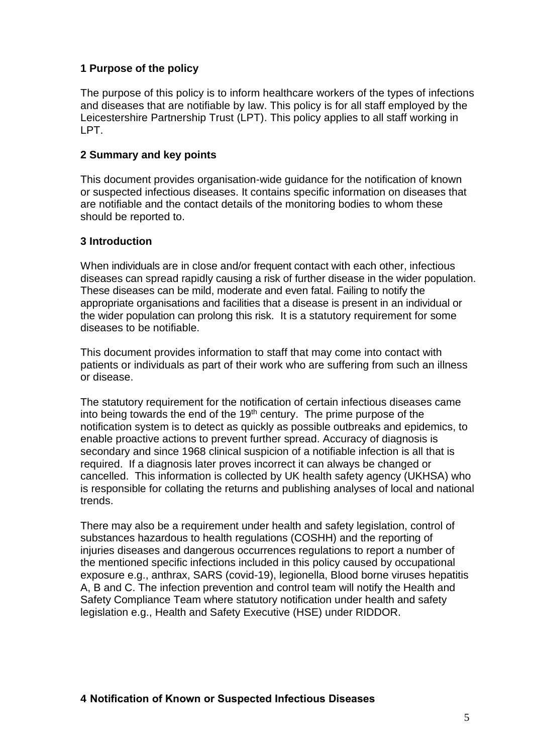## 1 Purpose of the policy

The purpose of this policy is to inform healthcare workers of the types of infections and diseases that are notifiable by law. This policy is for all staff employed by the Leicestershire Partnership Trust (LPT). This policy applies to all staff working in LPT.

## 2 Summary and key points

This document provides organisation-wide guidance for the notification of known or suspected infectious diseases. It contains specific information on diseases that are notifiable and the contact details of the monitoring bodies to whom these should be reported to.

## 3 Introduction

When individuals are in close and/or frequent contact with each other, infectious diseases can spread rapidly causing a risk of further disease in the wider population. These diseases can be mild, moderate and even fatal. Failing to notify the appropriate organisations and facilities that a disease is present in an individual or the wider population can prolong this risk. It is a statutory requirement for some diseases to be notifiable.

This document provides information to staff that may come into contact with patients or individuals as part of their work who are suffering from such an illness or disease.

The statutory requirement for the notification of certain infectious diseases came into being towards the end of the 19th century. The prime purpose of the notification system is to detect as quickly as possible outbreaks and epidemics, to enable proactive actions to prevent further spread. Accuracy of diagnosis is secondary and since 1968 clinical suspicion of a notifiable infection is all that is required. If a diagnosis later proves incorrect it can always be changed or cancelled. This information is collected by UK health safety agency (UKHSA) who is responsible for collating the returns and publishing analyses of local and national trends.

There may also be a requirement under health and safety legislation, control of substances hazardous to health regulations (COSHH) and the reporting of injuries diseases and dangerous occurrences regulations to report a number of the mentioned specific infections included in this policy caused by occupational exposure e.g., anthrax, SARS (covid-19), legionella, Blood borne viruses hepatitis A, B and C. The infection prevention and control team will notify the Health and Safety Compliance Team where statutory notification under health and safety legislation e.g., Health and Safety Executive (HSE) under RIDDOR.

## 4 Notification of Known or Suspected Infectious Diseases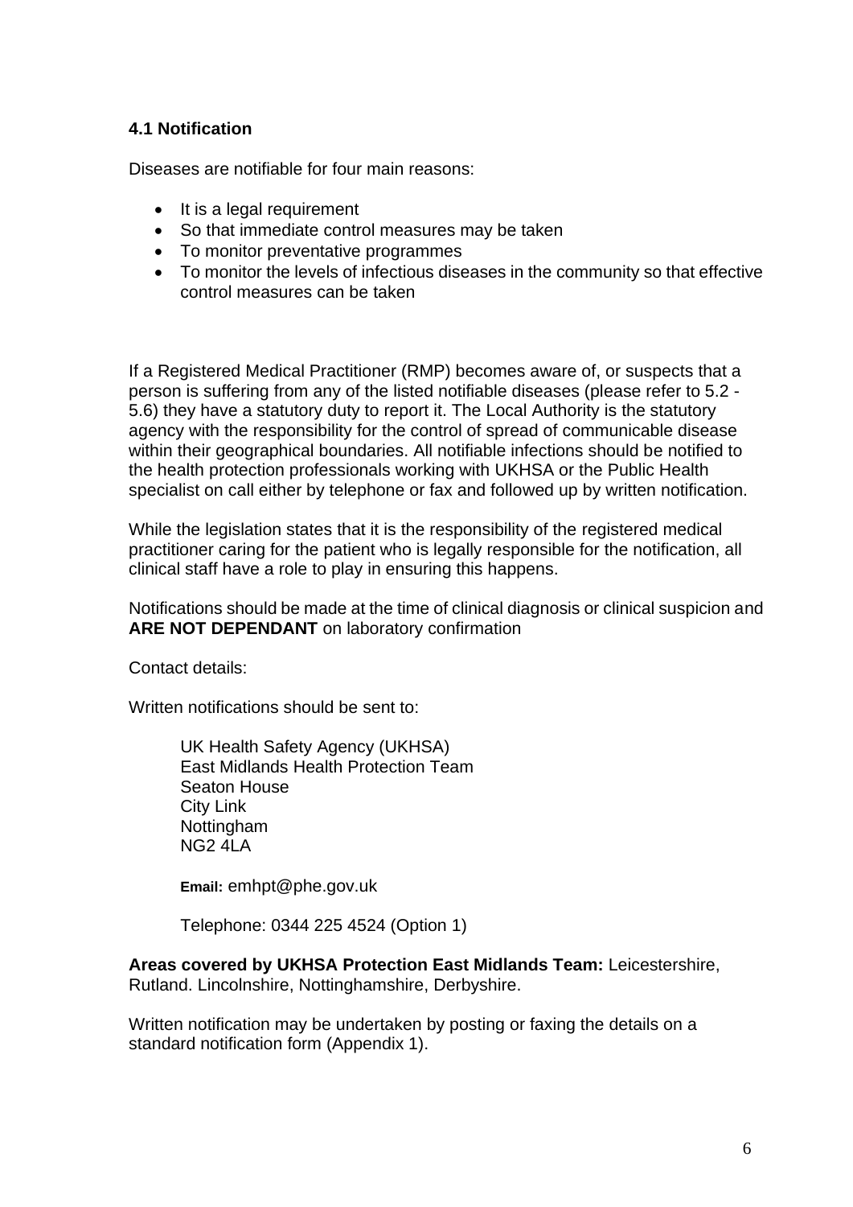### 4.1 Notification

Diseases are notifiable for four main reasons:

- It is a legal requirement
- So that immediate control measures may be taken
- To monitor preventative programmes
- To monitor the levels of infectious diseases in the community so that effective control measures can be taken

If a Registered Medical Practitioner (RMP) becomes aware of, or suspects that a person is suffering from any of the listed notifiable diseases (please refer to 5.2 - 5.6) they have a statutory duty to report it. The Local Authority is the statutory agency with the responsibility for the control of spread of communicable disease within their geographical boundaries. All notifiable infections should be notified to the health protection professionals working with UKHSA or the Public Health specialist on call either by telephone or fax and followed up by written notification.

While the legislation states that it is the responsibility of the registered medical practitioner caring for the patient who is legally responsible for the notification, all clinical staff have a role to play in ensuring this happens.

Notifications should be made at the time of clinical diagnosis or clinical suspicion and **ARE NOT DEPENDANT** on laboratory confirmation

Contact details:

Written notifications should be sent to:

UK Health Safety Agency (UKHSA)
East Midlands Health Protection Team
Seaton House
City Link
Nottingham
NG2 4LA

**Email:** emhpt@phe.gov.uk

Telephone: 0344 225 4524 (Option 1)

**Areas covered by UKHSA Protection East Midlands Team:** Leicestershire, Rutland. Lincolnshire, Nottinghamshire, Derbyshire.

Written notification may be undertaken by posting or faxing the details on a standard notification form (Appendix 1).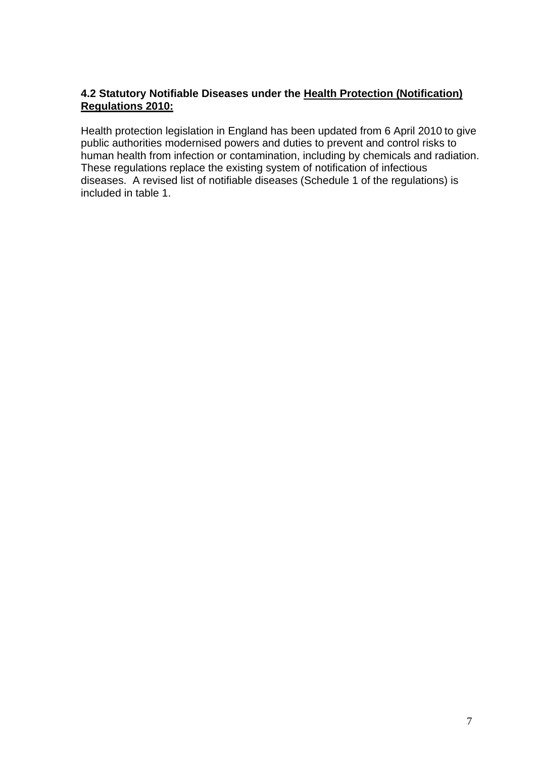### 4.2 Statutory Notifiable Diseases under the Health Protection (Notification) Regulations 2010:

Health protection legislation in England has been updated from 6 April 2010 to give public authorities modernised powers and duties to prevent and control risks to human health from infection or contamination, including by chemicals and radiation. These regulations replace the existing system of notification of infectious diseases. A revised list of notifiable diseases (Schedule 1 of the regulations) is included in table 1.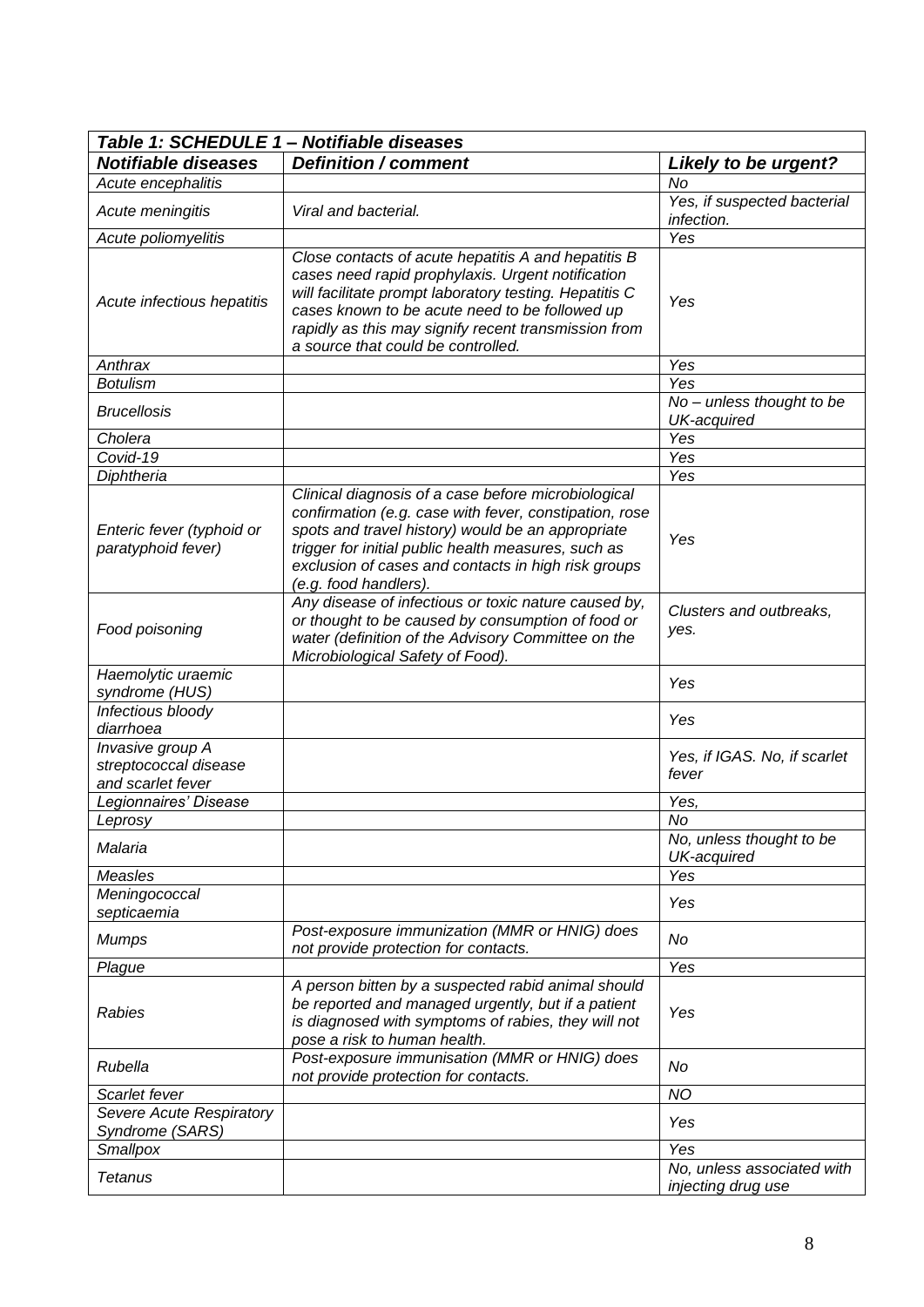| *Table 1: SCHEDULE 1 – Notifiable diseases* | | |
|---|---|---|
| ***Notifiable diseases*** | ***Definition / comment*** | ***Likely to be urgent?*** |
| *Acute encephalitis* | | *No* |
| *Acute meningitis* | *Viral and bacterial.* | *Yes, if suspected bacterial infection.* |
| *Acute poliomyelitis* | | *Yes* |
| *Acute infectious hepatitis* | *Close contacts of acute hepatitis A and hepatitis B cases need rapid prophylaxis. Urgent notification will facilitate prompt laboratory testing. Hepatitis C cases known to be acute need to be followed up rapidly as this may signify recent transmission from a source that could be controlled.* | *Yes* |
| *Anthrax* | | *Yes* |
| *Botulism* | | *Yes* |
| *Brucellosis* | | *No – unless thought to be UK-acquired* |
| *Cholera* | | *Yes* |
| *Covid-19* | | *Yes* |
| *Diphtheria* | | *Yes* |
| *Enteric fever (typhoid or paratyphoid fever)* | *Clinical diagnosis of a case before microbiological confirmation (e.g. case with fever, constipation, rose spots and travel history) would be an appropriate trigger for initial public health measures, such as exclusion of cases and contacts in high risk groups (e.g. food handlers).* | *Yes* |
| *Food poisoning* | *Any disease of infectious or toxic nature caused by, or thought to be caused by consumption of food or water (definition of the Advisory Committee on the Microbiological Safety of Food).* | *Clusters and outbreaks, yes.* |
| *Haemolytic uraemic syndrome (HUS)* | | *Yes* |
| *Infectious bloody diarrhoea* | | *Yes* |
| *Invasive group A streptococcal disease and scarlet fever* | | *Yes, if IGAS. No, if scarlet fever* |
| *Legionnaires' Disease* | | *Yes,* |
| *Leprosy* | | *No* |
| *Malaria* | | *No, unless thought to be UK-acquired* |
| *Measles* | | *Yes* |
| *Meningococcal septicaemia* | | *Yes* |
| *Mumps* | *Post-exposure immunization (MMR or HNIG) does not provide protection for contacts.* | *No* |
| *Plague* | | *Yes* |
| *Rabies* | *A person bitten by a suspected rabid animal should be reported and managed urgently, but if a patient is diagnosed with symptoms of rabies, they will not pose a risk to human health.* | *Yes* |
| *Rubella* | *Post-exposure immunisation (MMR or HNIG) does not provide protection for contacts.* | *No* |
| *Scarlet fever* | | *NO* |
| *Severe Acute Respiratory Syndrome (SARS)* | | *Yes* |
| *Smallpox* | | *Yes* |
| *Tetanus* | | *No, unless associated with injecting drug use* |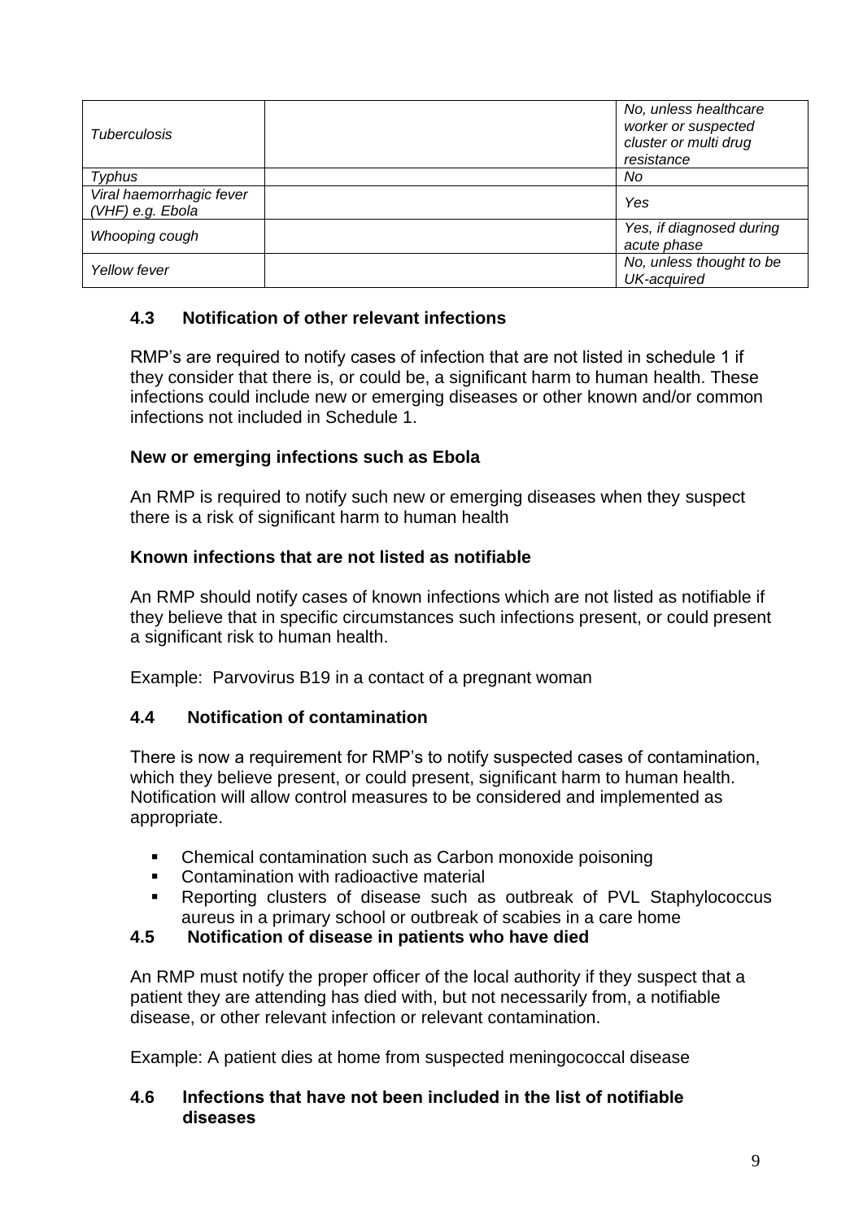| | | |
|---|---|---|
| *Tuberculosis* | | *No, unless healthcare worker or suspected cluster or multi drug resistance* |
| *Typhus* | | *No* |
| *Viral haemorrhagic fever (VHF) e.g. Ebola* | | *Yes* |
| *Whooping cough* | | *Yes, if diagnosed during acute phase* |
| *Yellow fever* | | *No, unless thought to be UK-acquired* |

### 4.3 Notification of other relevant infections

RMP's are required to notify cases of infection that are not listed in schedule 1 if they consider that there is, or could be, a significant harm to human health. These infections could include new or emerging diseases or other known and/or common infections not included in Schedule 1.

**New or emerging infections such as Ebola**

An RMP is required to notify such new or emerging diseases when they suspect there is a risk of significant harm to human health

**Known infections that are not listed as notifiable**

An RMP should notify cases of known infections which are not listed as notifiable if they believe that in specific circumstances such infections present, or could present a significant risk to human health.

Example: Parvovirus B19 in a contact of a pregnant woman

### 4.4 Notification of contamination

There is now a requirement for RMP's to notify suspected cases of contamination, which they believe present, or could present, significant harm to human health. Notification will allow control measures to be considered and implemented as appropriate.

- Chemical contamination such as Carbon monoxide poisoning
- Contamination with radioactive material
- Reporting clusters of disease such as outbreak of PVL Staphylococcus aureus in a primary school or outbreak of scabies in a care home

### 4.5 Notification of disease in patients who have died

An RMP must notify the proper officer of the local authority if they suspect that a patient they are attending has died with, but not necessarily from, a notifiable disease, or other relevant infection or relevant contamination.

Example: A patient dies at home from suspected meningococcal disease

### 4.6 Infections that have not been included in the list of notifiable diseases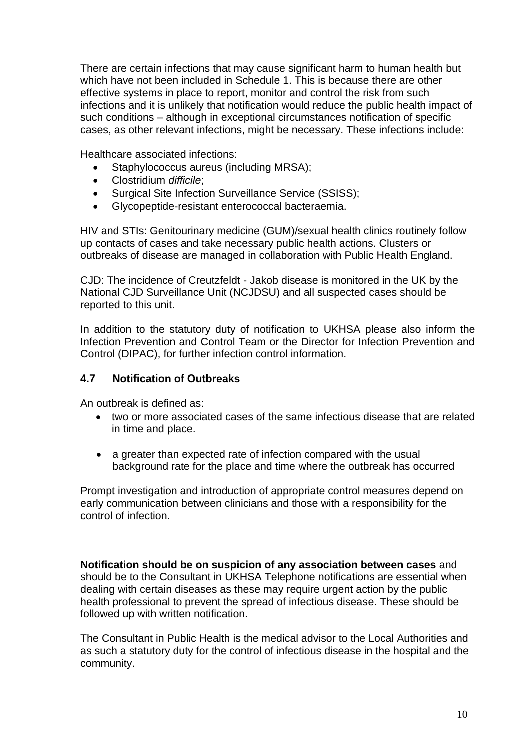There are certain infections that may cause significant harm to human health but which have not been included in Schedule 1. This is because there are other effective systems in place to report, monitor and control the risk from such infections and it is unlikely that notification would reduce the public health impact of such conditions – although in exceptional circumstances notification of specific cases, as other relevant infections, might be necessary. These infections include:

Healthcare associated infections:

- Staphylococcus aureus (including MRSA);
- Clostridium *difficile*;
- Surgical Site Infection Surveillance Service (SSISS);
- Glycopeptide-resistant enterococcal bacteraemia.

HIV and STIs: Genitourinary medicine (GUM)/sexual health clinics routinely follow up contacts of cases and take necessary public health actions. Clusters or outbreaks of disease are managed in collaboration with Public Health England.

CJD: The incidence of Creutzfeldt - Jakob disease is monitored in the UK by the National CJD Surveillance Unit (NCJDSU) and all suspected cases should be reported to this unit.

In addition to the statutory duty of notification to UKHSA please also inform the Infection Prevention and Control Team or the Director for Infection Prevention and Control (DIPAC), for further infection control information.

### 4.7 Notification of Outbreaks

An outbreak is defined as:

- two or more associated cases of the same infectious disease that are related in time and place.
- a greater than expected rate of infection compared with the usual background rate for the place and time where the outbreak has occurred

Prompt investigation and introduction of appropriate control measures depend on early communication between clinicians and those with a responsibility for the control of infection.

**Notification should be on suspicion of any association between cases** and should be to the Consultant in UKHSA Telephone notifications are essential when dealing with certain diseases as these may require urgent action by the public health professional to prevent the spread of infectious disease. These should be followed up with written notification.

The Consultant in Public Health is the medical advisor to the Local Authorities and as such a statutory duty for the control of infectious disease in the hospital and the community.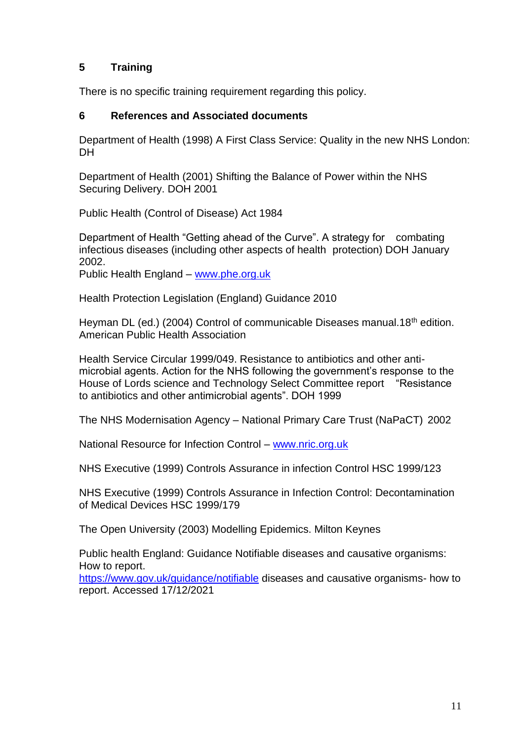## 5 Training

There is no specific training requirement regarding this policy.

## 6 References and Associated documents

Department of Health (1998) A First Class Service: Quality in the new NHS London: DH

Department of Health (2001) Shifting the Balance of Power within the NHS Securing Delivery. DOH 2001

Public Health (Control of Disease) Act 1984

Department of Health "Getting ahead of the Curve". A strategy for combating infectious diseases (including other aspects of health protection) DOH January 2002.
Public Health England – [www.phe.org.uk](www.phe.org.uk)

Health Protection Legislation (England) Guidance 2010

Heyman DL (ed.) (2004) Control of communicable Diseases manual.18th edition. American Public Health Association

Health Service Circular 1999/049. Resistance to antibiotics and other anti-microbial agents. Action for the NHS following the government's response to the House of Lords science and Technology Select Committee report "Resistance to antibiotics and other antimicrobial agents". DOH 1999

The NHS Modernisation Agency – National Primary Care Trust (NaPaCT) 2002

National Resource for Infection Control – [www.nric.org.uk](www.nric.org.uk)

NHS Executive (1999) Controls Assurance in infection Control HSC 1999/123

NHS Executive (1999) Controls Assurance in Infection Control: Decontamination of Medical Devices HSC 1999/179

The Open University (2003) Modelling Epidemics. Milton Keynes

Public health England: Guidance Notifiable diseases and causative organisms: How to report.
[https://www.gov.uk/guidance/notifiable](https://www.gov.uk/guidance/notifiable) diseases and causative organisms- how to report. Accessed 17/12/2021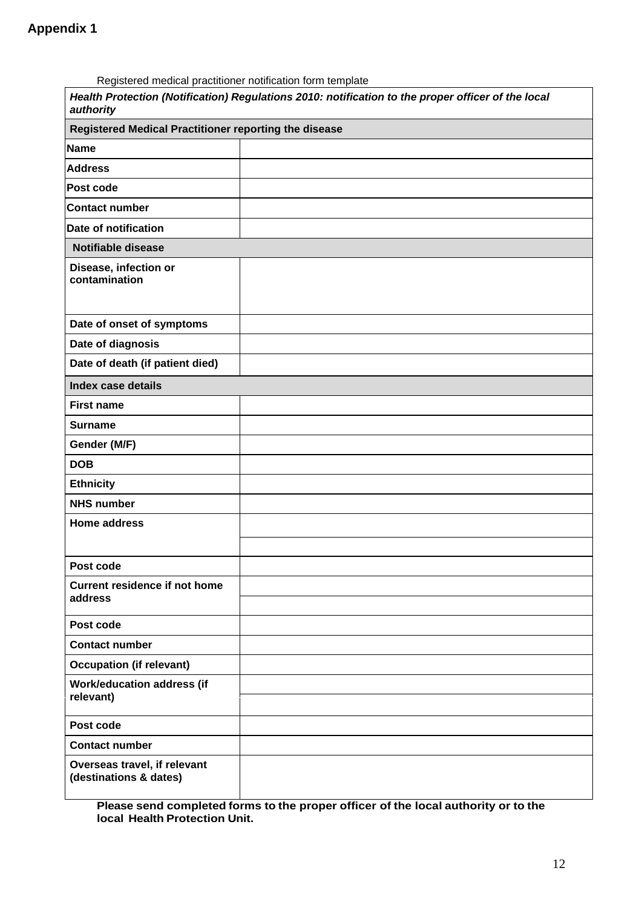**Appendix 1**

Registered medical practitioner notification form template

| ***Health Protection (Notification) Regulations 2010: notification to the proper officer of the local authority*** | |
|---|---|
| **Registered Medical Practitioner reporting the disease** | |
| **Name** | |
| **Address** | |
| **Post code** | |
| **Contact number** | |
| **Date of notification** | |
| **Notifiable disease** | |
| **Disease, infection or contamination** | |
| **Date of onset of symptoms** | |
| **Date of diagnosis** | |
| **Date of death (if patient died)** | |
| **Index case details** | |
| **First name** | |
| **Surname** | |
| **Gender (M/F)** | |
| **DOB** | |
| **Ethnicity** | |
| **NHS number** | |
| **Home address** | |
| | |
| **Post code** | |
| **Current residence if not home address** | |
| | |
| **Post code** | |
| **Contact number** | |
| **Occupation (if relevant)** | |
| **Work/education address (if relevant)** | |
| | |
| **Post code** | |
| **Contact number** | |
| **Overseas travel, if relevant (destinations & dates)** | |

**Please send completed forms to the proper officer of the local authority or to the local Health Protection Unit.**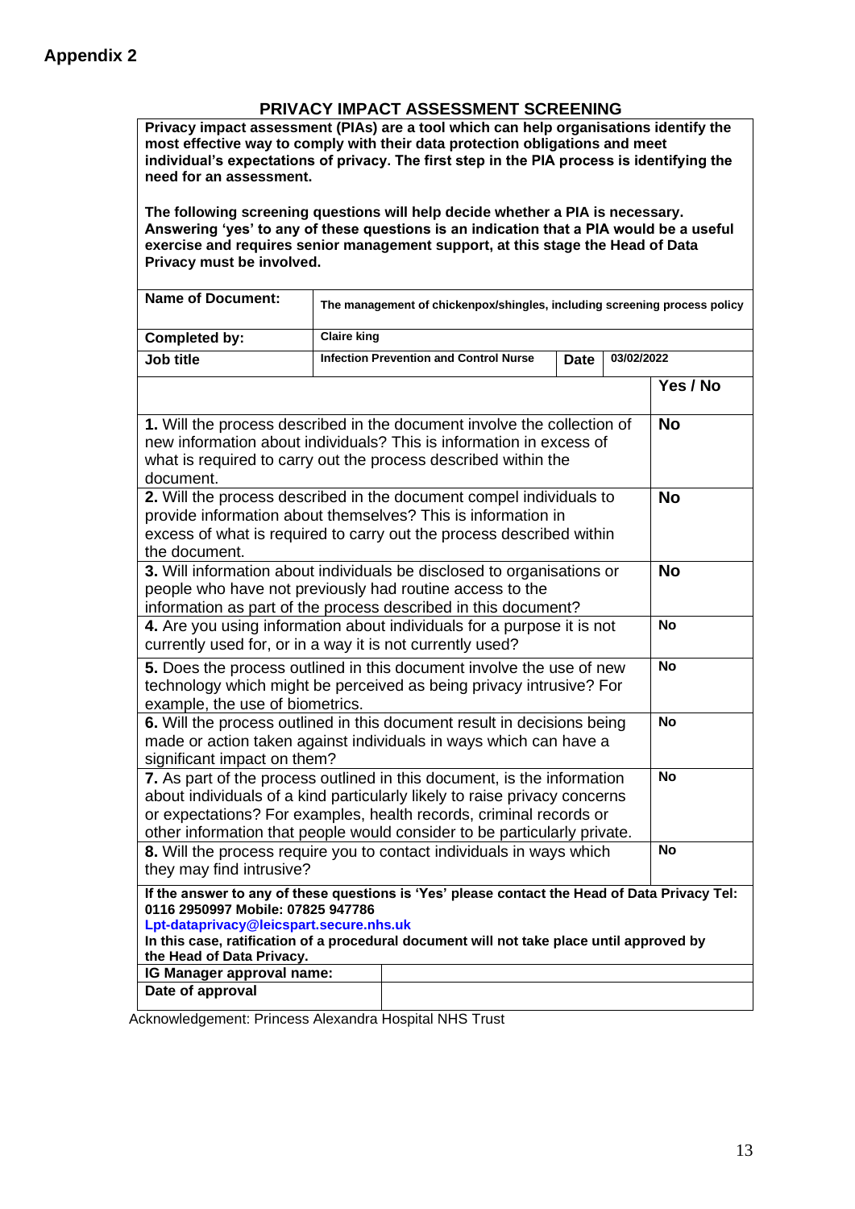## Appendix 2

### PRIVACY IMPACT ASSESSMENT SCREENING

**Privacy impact assessment (PIAs) are a tool which can help organisations identify the most effective way to comply with their data protection obligations and meet individual's expectations of privacy. The first step in the PIA process is identifying the need for an assessment.**

**The following screening questions will help decide whether a PIA is necessary. Answering 'yes' to any of these questions is an indication that a PIA would be a useful exercise and requires senior management support, at this stage the Head of Data Privacy must be involved.**

| | | | |
|---|---|---|---|
| **Name of Document:** | **The management of chickenpox/shingles, including screening process policy** | | |
| **Completed by:** | **Claire king** | | |
| **Job title** | **Infection Prevention and Control Nurse** | **Date** | **03/02/2022** |

| | **Yes / No** |
|---|---|
| **1.** Will the process described in the document involve the collection of new information about individuals? This is information in excess of what is required to carry out the process described within the document. | **No** |
| **2.** Will the process described in the document compel individuals to provide information about themselves? This is information in excess of what is required to carry out the process described within the document. | **No** |
| **3.** Will information about individuals be disclosed to organisations or people who have not previously had routine access to the information as part of the process described in this document? | **No** |
| **4.** Are you using information about individuals for a purpose it is not currently used for, or in a way it is not currently used? | **No** |
| **5.** Does the process outlined in this document involve the use of new technology which might be perceived as being privacy intrusive? For example, the use of biometrics. | **No** |
| **6.** Will the process outlined in this document result in decisions being made or action taken against individuals in ways which can have a significant impact on them? | **No** |
| **7.** As part of the process outlined in this document, is the information about individuals of a kind particularly likely to raise privacy concerns or expectations? For examples, health records, criminal records or other information that people would consider to be particularly private. | **No** |
| **8.** Will the process require you to contact individuals in ways which they may find intrusive? | **No** |

**If the answer to any of these questions is 'Yes' please contact the Head of Data Privacy Tel: 0116 2950997 Mobile: 07825 947786**
**Lpt-dataprivacy@leicspart.secure.nhs.uk**
**In this case, ratification of a procedural document will not take place until approved by the Head of Data Privacy.**

| | |
|---|---|
| **IG Manager approval name:** | |
| **Date of approval** | |

Acknowledgement: Princess Alexandra Hospital NHS Trust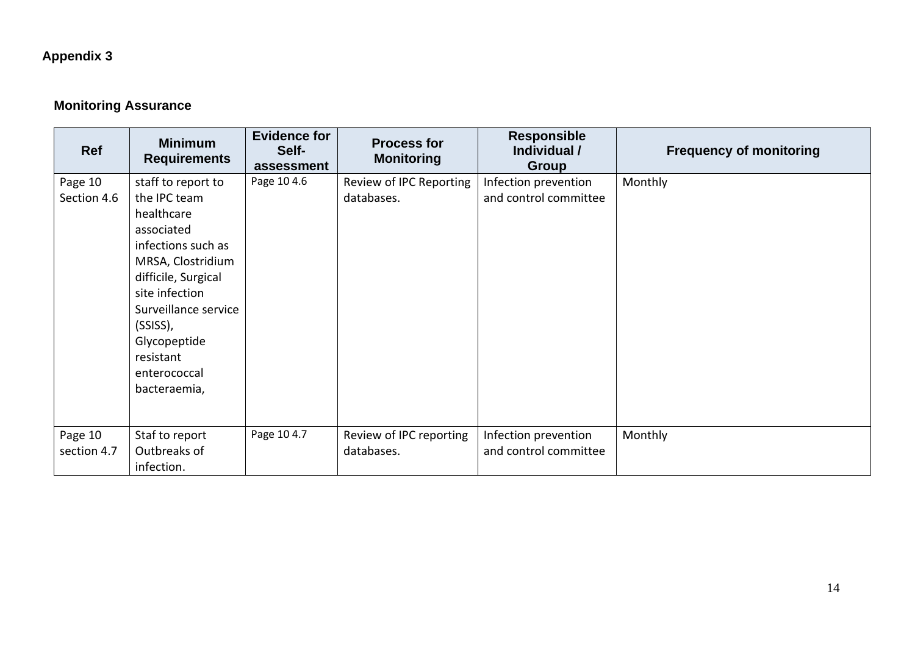**Appendix 3**

**Monitoring Assurance**

| Ref | Minimum Requirements | Evidence for Self-assessment | Process for Monitoring | Responsible Individual / Group | Frequency of monitoring |
|---|---|---|---|---|---|
| Page 10 Section 4.6 | staff to report to the IPC team healthcare associated infections such as MRSA, Clostridium difficile, Surgical site infection Surveillance service (SSISS), Glycopeptide resistant enterococcal bacteraemia, | Page 10 4.6 | Review of IPC Reporting databases. | Infection prevention and control committee | Monthly |
| Page 10 section 4.7 | Staf to report Outbreaks of infection. | Page 10 4.7 | Review of IPC reporting databases. | Infection prevention and control committee | Monthly |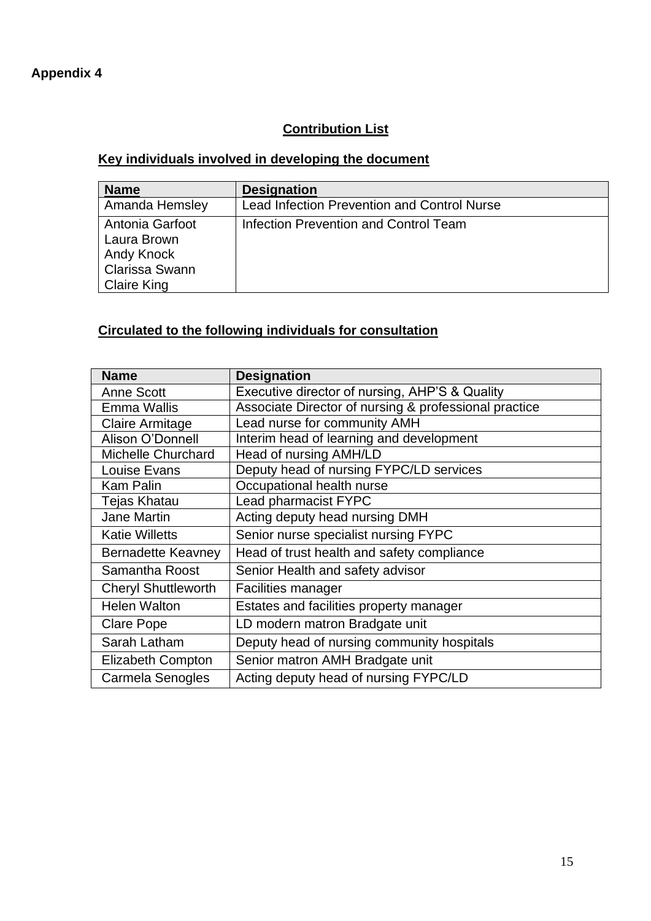**Appendix 4**

## Contribution List

### Key individuals involved in developing the document

| Name | Designation |
|---|---|
| Amanda Hemsley | Lead Infection Prevention and Control Nurse |
| Antonia Garfoot<br>Laura Brown<br>Andy Knock<br>Clarissa Swann<br>Claire King | Infection Prevention and Control Team |

### Circulated to the following individuals for consultation

| Name | Designation |
|---|---|
| Anne Scott | Executive director of nursing, AHP'S & Quality |
| Emma Wallis | Associate Director of nursing & professional practice |
| Claire Armitage | Lead nurse for community AMH |
| Alison O'Donnell | Interim head of learning and development |
| Michelle Churchard | Head of nursing AMH/LD |
| Louise Evans | Deputy head of nursing FYPC/LD services |
| Kam Palin | Occupational health nurse |
| Tejas Khatau | Lead pharmacist FYPC |
| Jane Martin | Acting deputy head nursing DMH |
| Katie Willetts | Senior nurse specialist nursing FYPC |
| Bernadette Keavney | Head of trust health and safety compliance |
| Samantha Roost | Senior Health and safety advisor |
| Cheryl Shuttleworth | Facilities manager |
| Helen Walton | Estates and facilities property manager |
| Clare Pope | LD modern matron Bradgate unit |
| Sarah Latham | Deputy head of nursing community hospitals |
| Elizabeth Compton | Senior matron AMH Bradgate unit |
| Carmela Senogles | Acting deputy head of nursing FYPC/LD |